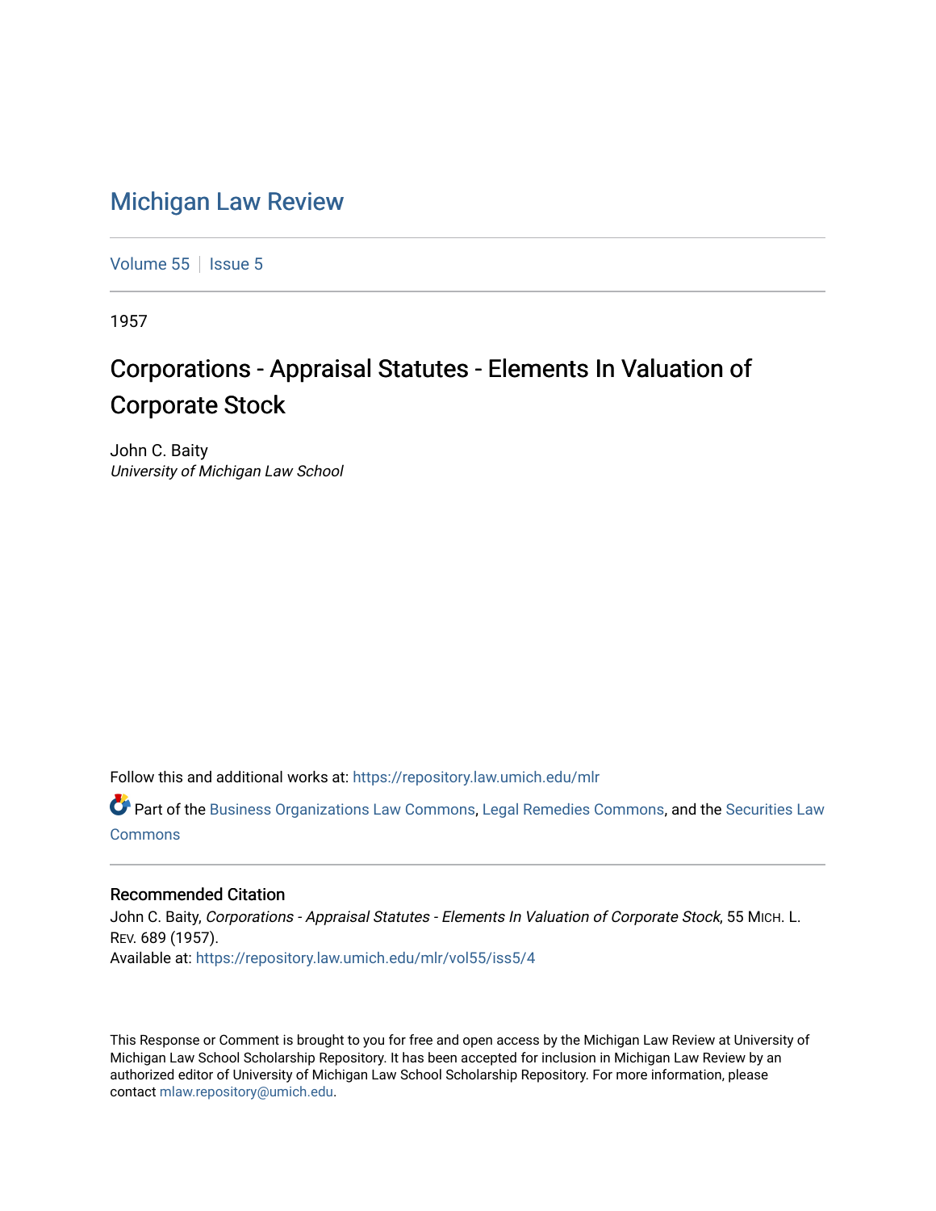# Michigan Law Review

Volume 55 | Issue 5

1957

## Corporations - Appraisal Statutes - Elements In Valuation of Corporate Stock

John C. Baity
*University of Michigan Law School*

Follow this and additional works at: https://repository.law.umich.edu/mlr

Part of the Business Organizations Law Commons, Legal Remedies Commons, and the Securities Law Commons

### Recommended Citation

John C. Baity, *Corporations - Appraisal Statutes - Elements In Valuation of Corporate Stock*, 55 MICH. L. REV. 689 (1957).
Available at: https://repository.law.umich.edu/mlr/vol55/iss5/4

This Response or Comment is brought to you for free and open access by the Michigan Law Review at University of Michigan Law School Scholarship Repository. It has been accepted for inclusion in Michigan Law Review by an authorized editor of University of Michigan Law School Scholarship Repository. For more information, please contact mlaw.repository@umich.edu.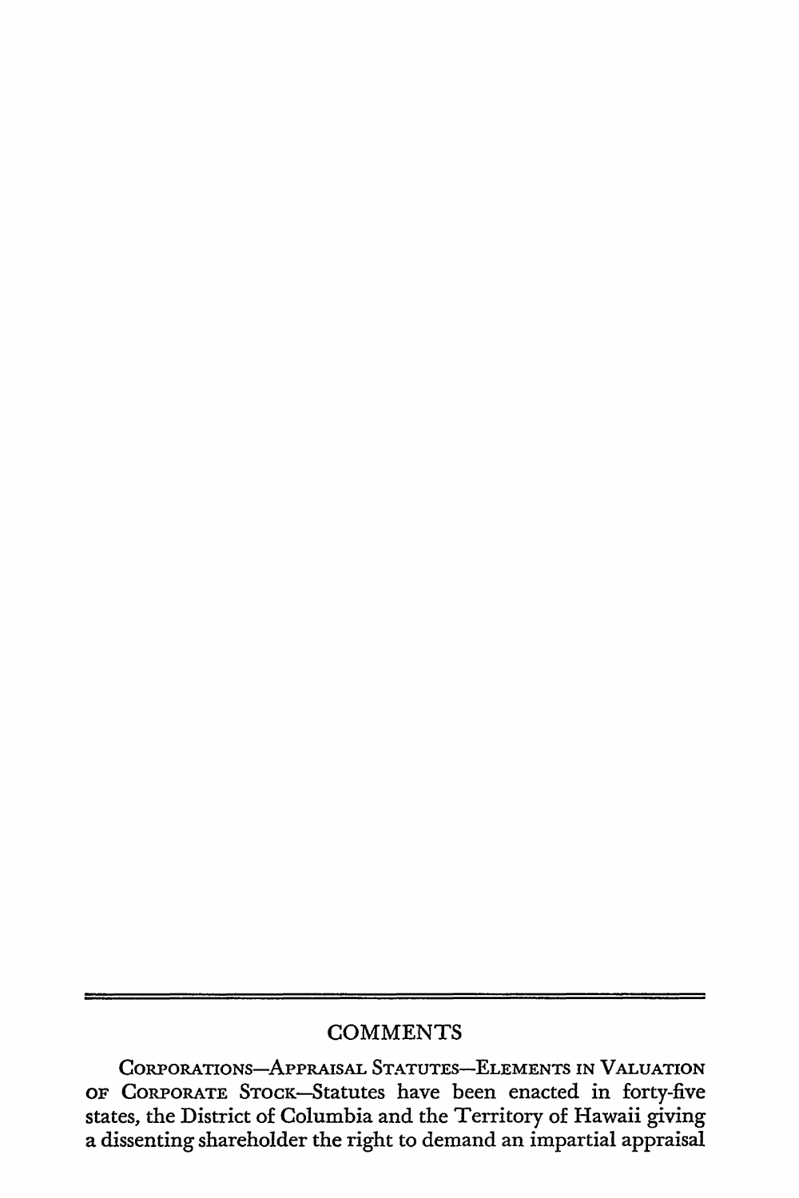## COMMENTS

CORPORATIONS—APPRAISAL STATUTES—ELEMENTS IN VALUATION OF CORPORATE STOCK—Statutes have been enacted in forty-five states, the District of Columbia and the Territory of Hawaii giving a dissenting shareholder the right to demand an impartial appraisal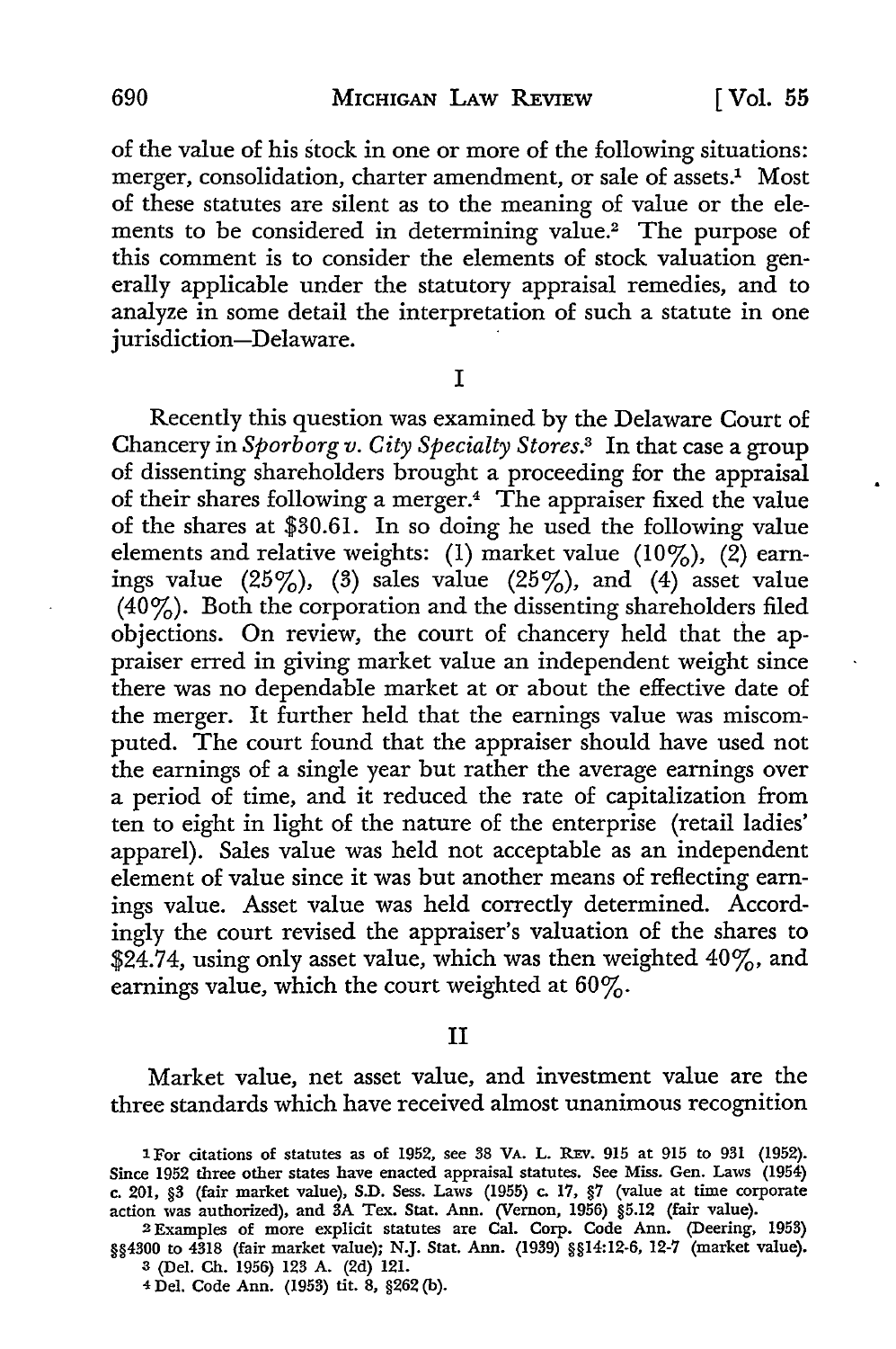of the value of his stock in one or more of the following situations: merger, consolidation, charter amendment, or sale of assets.[1] Most of these statutes are silent as to the meaning of value or the elements to be considered in determining value.[2] The purpose of this comment is to consider the elements of stock valuation generally applicable under the statutory appraisal remedies, and to analyze in some detail the interpretation of such a statute in one jurisdiction—Delaware.

## I

Recently this question was examined by the Delaware Court of Chancery in *Sporborg v. City Specialty Stores.*[3] In that case a group of dissenting shareholders brought a proceeding for the appraisal of their shares following a merger.[4] The appraiser fixed the value of the shares at $30.61. In so doing he used the following value elements and relative weights: (1) market value (10%), (2) earnings value (25%), (3) sales value (25%), and (4) asset value (40%). Both the corporation and the dissenting shareholders filed objections. On review, the court of chancery held that the appraiser erred in giving market value an independent weight since there was no dependable market at or about the effective date of the merger. It further held that the earnings value was miscomputed. The court found that the appraiser should have used not the earnings of a single year but rather the average earnings over a period of time, and it reduced the rate of capitalization from ten to eight in light of the nature of the enterprise (retail ladies' apparel). Sales value was held not acceptable as an independent element of value since it was but another means of reflecting earnings value. Asset value was held correctly determined. Accordingly the court revised the appraiser's valuation of the shares to $24.74, using only asset value, which was then weighted 40%, and earnings value, which the court weighted at 60%.

## II

Market value, net asset value, and investment value are the three standards which have received almost unanimous recognition

---

[1] For citations of statutes as of 1952, see 38 VA. L. REV. 915 at 915 to 931 (1952). Since 1952 three other states have enacted appraisal statutes. See Miss. Gen. Laws (1954) c. 201, §3 (fair market value), S.D. Sess. Laws (1955) c. 17, §7 (value at time corporate action was authorized), and 3A Tex. Stat. Ann. (Vernon, 1956) §5.12 (fair value).

[2] Examples of more explicit statutes are Cal. Corp. Code Ann. (Deering, 1953) §§4300 to 4318 (fair market value); N.J. Stat. Ann. (1939) §§14:12-6, 12-7 (market value).

[3] (Del. Ch. 1956) 123 A. (2d) 121.

[4] Del. Code Ann. (1953) tit. 8, §262 (b).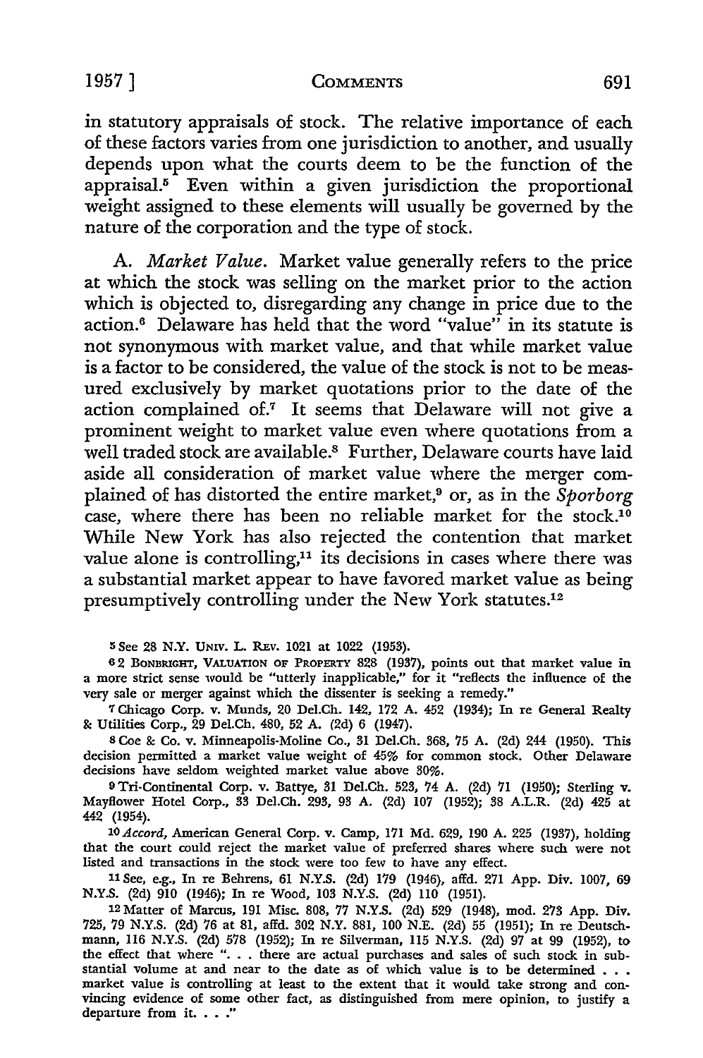in statutory appraisals of stock. The relative importance of each of these factors varies from one jurisdiction to another, and usually depends upon what the courts deem to be the function of the appraisal.[5] Even within a given jurisdiction the proportional weight assigned to these elements will usually be governed by the nature of the corporation and the type of stock.

A. *Market Value.* Market value generally refers to the price at which the stock was selling on the market prior to the action which is objected to, disregarding any change in price due to the action.[6] Delaware has held that the word "value" in its statute is not synonymous with market value, and that while market value is a factor to be considered, the value of the stock is not to be measured exclusively by market quotations prior to the date of the action complained of.[7] It seems that Delaware will not give a prominent weight to market value even where quotations from a well traded stock are available.[8] Further, Delaware courts have laid aside all consideration of market value where the merger complained of has distorted the entire market,[9] or, as in the *Sporborg* case, where there has been no reliable market for the stock.[10] While New York has also rejected the contention that market value alone is controlling,[11] its decisions in cases where there was a substantial market appear to have favored market value as being presumptively controlling under the New York statutes.[12]

---

[5] See 28 N.Y. UNIV. L. REV. 1021 at 1022 (1953).

[6] 2 BONBRIGHT, VALUATION OF PROPERTY 828 (1937), points out that market value in a more strict sense would be "utterly inapplicable," for it "reflects the influence of the very sale or merger against which the dissenter is seeking a remedy."

[7] Chicago Corp. v. Munds, 20 Del.Ch. 142, 172 A. 452 (1934); In re General Realty & Utilities Corp., 29 Del.Ch. 480, 52 A. (2d) 6 (1947).

[8] Coe & Co. v. Minneapolis-Moline Co., 31 Del.Ch. 368, 75 A. (2d) 244 (1950). This decision permitted a market value weight of 45% for common stock. Other Delaware decisions have seldom weighted market value above 30%.

[9] Tri-Continental Corp. v. Battye, 31 Del.Ch. 523, 74 A. (2d) 71 (1950); Sterling v. Mayflower Hotel Corp., 33 Del.Ch. 293, 93 A. (2d) 107 (1952); 38 A.L.R. (2d) 425 at 442 (1954).

[10] *Accord,* American General Corp. v. Camp, 171 Md. 629, 190 A. 225 (1937), holding that the court could reject the market value of preferred shares where such were not listed and transactions in the stock were too few to have any effect.

[11] See, e.g., In re Behrens, 61 N.Y.S. (2d) 179 (1946), affd. 271 App. Div. 1007, 69 N.Y.S. (2d) 910 (1946); In re Wood, 103 N.Y.S. (2d) 110 (1951).

[12] Matter of Marcus, 191 Misc. 808, 77 N.Y.S. (2d) 529 (1948), mod. 273 App. Div. 725, 79 N.Y.S. (2d) 76 at 81, affd. 302 N.Y. 881, 100 N.E. (2d) 55 (1951); In re Deutschmann, 116 N.Y.S. (2d) 578 (1952); In re Silverman, 115 N.Y.S. (2d) 97 at 99 (1952), to the effect that where ". . . there are actual purchases and sales of such stock in substantial volume at and near to the date as of which value is to be determined . . . market value is controlling at least to the extent that it would take strong and convincing evidence of some other fact, as distinguished from mere opinion, to justify a departure from it. . . ."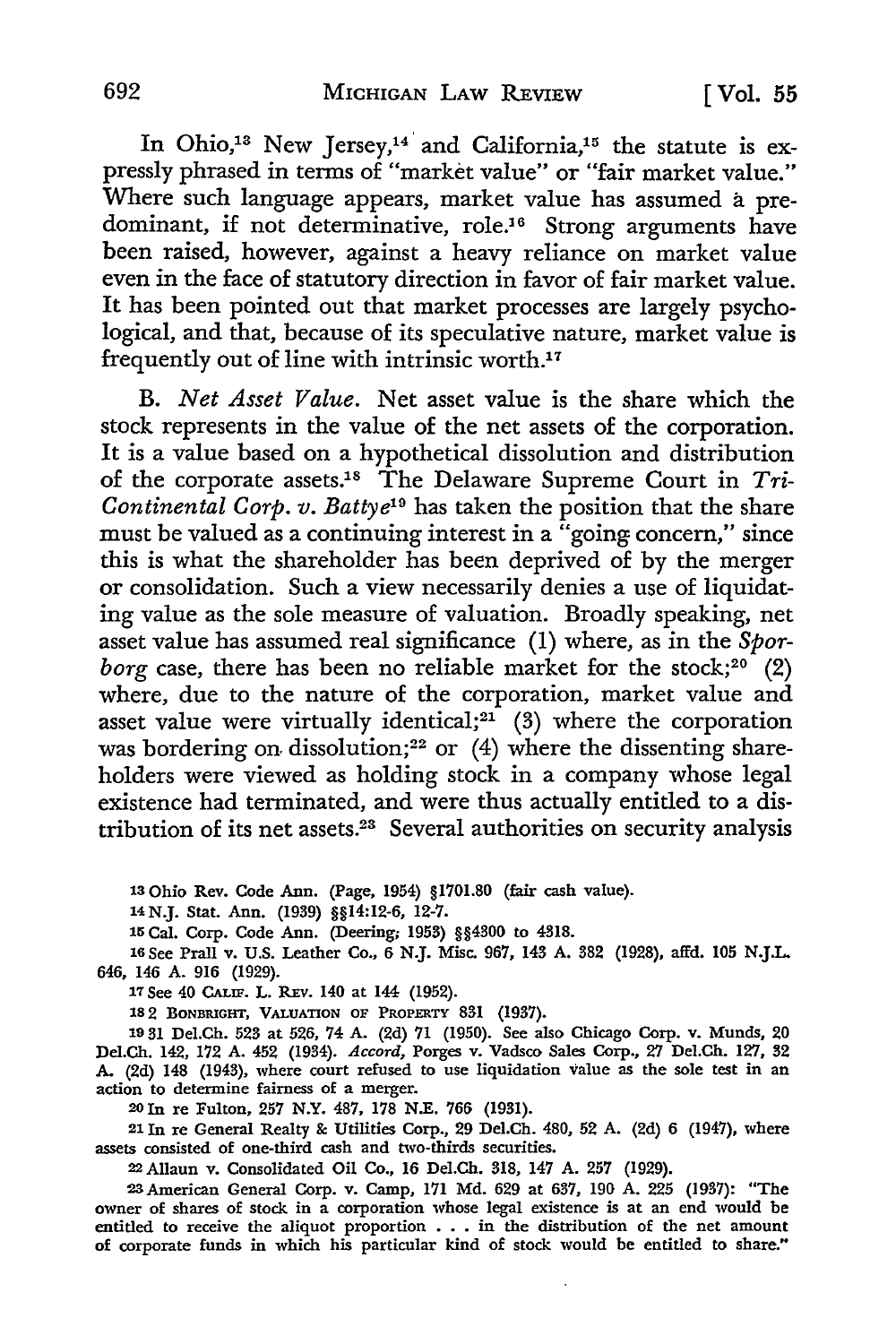In Ohio,[13] New Jersey,[14] and California,[15] the statute is expressly phrased in terms of "market value" or "fair market value." Where such language appears, market value has assumed a predominant, if not determinative, role.[16] Strong arguments have been raised, however, against a heavy reliance on market value even in the face of statutory direction in favor of fair market value. It has been pointed out that market processes are largely psychological, and that, because of its speculative nature, market value is frequently out of line with intrinsic worth.[17]

B. *Net Asset Value.* Net asset value is the share which the stock represents in the value of the net assets of the corporation. It is a value based on a hypothetical dissolution and distribution of the corporate assets.[18] The Delaware Supreme Court in *Tri-Continental Corp. v. Battye*[19] has taken the position that the share must be valued as a continuing interest in a "going concern," since this is what the shareholder has been deprived of by the merger or consolidation. Such a view necessarily denies a use of liquidating value as the sole measure of valuation. Broadly speaking, net asset value has assumed real significance (1) where, as in the *Sporborg* case, there has been no reliable market for the stock;[20] (2) where, due to the nature of the corporation, market value and asset value were virtually identical;[21] (3) where the corporation was bordering on dissolution;[22] or (4) where the dissenting shareholders were viewed as holding stock in a company whose legal existence had terminated, and were thus actually entitled to a distribution of its net assets.[23] Several authorities on security analysis

---

13 Ohio Rev. Code Ann. (Page, 1954) §1701.80 (fair cash value).

14 N.J. Stat. Ann. (1939) §§14:12-6, 12-7.

15 Cal. Corp. Code Ann. (Deering; 1953) §§4300 to 4318.

16 See Prall v. U.S. Leather Co., 6 N.J. Misc. 967, 143 A. 382 (1928), affd. 105 N.J.L. 646, 146 A. 916 (1929).

17 See 40 CALIF. L. REV. 140 at 144 (1952).

18 2 BONBRIGHT, VALUATION OF PROPERTY 831 (1937).

19 31 Del.Ch. 523 at 526, 74 A. (2d) 71 (1950). See also Chicago Corp. v. Munds, 20 Del.Ch. 142, 172 A. 452 (1934). *Accord,* Porges v. Vadsco Sales Corp., 27 Del.Ch. 127, 32 A. (2d) 148 (1943), where court refused to use liquidation value as the sole test in an action to determine fairness of a merger.

20 In re Fulton, 257 N.Y. 487, 178 N.E. 766 (1931).

21 In re General Realty & Utilities Corp., 29 Del.Ch. 480, 52 A. (2d) 6 (1947), where assets consisted of one-third cash and two-thirds securities.

22 Allaun v. Consolidated Oil Co., 16 Del.Ch. 318, 147 A. 257 (1929).

23 American General Corp. v. Camp, 171 Md. 629 at 637, 190 A. 225 (1937): "The owner of shares of stock in a corporation whose legal existence is at an end would be entitled to receive the aliquot proportion . . . in the distribution of the net amount of corporate funds in which his particular kind of stock would be entitled to share."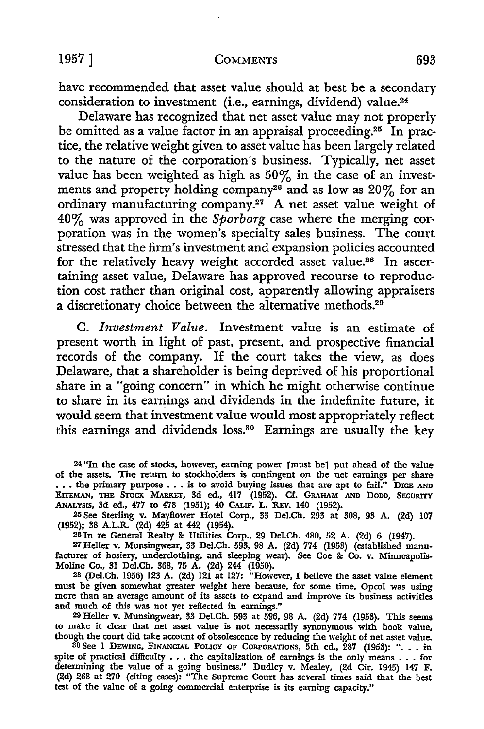have recommended that asset value should at best be a secondary consideration to investment (i.e., earnings, dividend) value.[24]

Delaware has recognized that net asset value may not properly be omitted as a value factor in an appraisal proceeding.[25] In practice, the relative weight given to asset value has been largely related to the nature of the corporation's business. Typically, net asset value has been weighted as high as 50% in the case of an investments and property holding company[26] and as low as 20% for an ordinary manufacturing company.[27] A net asset value weight of 40% was approved in the *Sporborg* case where the merging corporation was in the women's specialty sales business. The court stressed that the firm's investment and expansion policies accounted for the relatively heavy weight accorded asset value.[28] In ascertaining asset value, Delaware has approved recourse to reproduction cost rather than original cost, apparently allowing appraisers a discretionary choice between the alternative methods.[29]

C. *Investment Value.* Investment value is an estimate of present worth in light of past, present, and prospective financial records of the company. If the court takes the view, as does Delaware, that a shareholder is being deprived of his proportional share in a "going concern" in which he might otherwise continue to share in its earnings and dividends in the indefinite future, it would seem that investment value would most appropriately reflect this earnings and dividends loss.[30] Earnings are usually the key

---

24 "In the case of stocks, however, earning power [must be] put ahead of the value of the assets. The return to stockholders is contingent on the net earnings per share . . . the primary purpose . . . is to avoid buying issues that are apt to fail." DICE AND EITEMAN, THE STOCK MARKET, 3d ed., 417 (1952). Cf. GRAHAM AND DODD, SECURITY ANALYSIS, 3d ed., 477 to 478 (1951); 40 CALIF. L. REV. 140 (1952).

25 See Sterling v. Mayflower Hotel Corp., 33 Del.Ch. 293 at 308, 93 A. (2d) 107 (1952); 38 A.L.R. (2d) 425 at 442 (1954).

26 In re General Realty & Utilities Corp., 29 Del.Ch. 480, 52 A. (2d) 6 (1947).

27 Heller v. Munsingwear, 33 Del.Ch. 593, 98 A. (2d) 774 (1953) (established manufacturer of hosiery, underclothing, and sleeping wear). See Coe & Co. v. Minneapolis-Moline Co., 31 Del.Ch. 368, 75 A. (2d) 244 (1950).

28 (Del.Ch. 1956) 123 A. (2d) 121 at 127: "However, I believe the asset value element must be given somewhat greater weight here because, for some time, Opcol was using more than an average amount of its assets to expand and improve its business activities and much of this was not yet reflected in earnings."

29 Heller v. Munsingwear, 33 Del.Ch. 593 at 596, 98 A. (2d) 774 (1953). This seems to make it clear that net asset value is not necessarily synonymous with book value, though the court did take account of obsolescence by reducing the weight of net asset value.

30 See 1 DEWING, FINANCIAL POLICY OF CORPORATIONS, 5th ed., 287 (1953): ". . . in spite of practical difficulty . . . the capitalization of earnings is the only means . . . for determining the value of a going business." Dudley v. Mealey, (2d Cir. 1945) 147 F. (2d) 268 at 270 (citing cases): "The Supreme Court has several times said that the best test of the value of a going commercial enterprise is its earning capacity."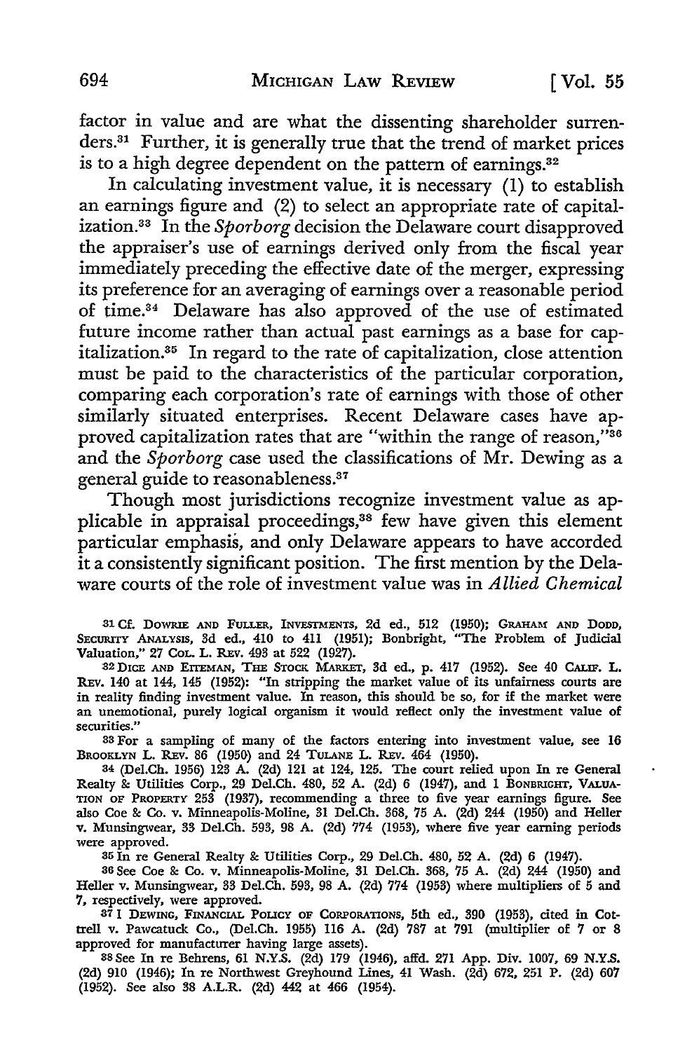factor in value and are what the dissenting shareholder surrenders.[31] Further, it is generally true that the trend of market prices is to a high degree dependent on the pattern of earnings.[32]

In calculating investment value, it is necessary (1) to establish an earnings figure and (2) to select an appropriate rate of capitalization.[33] In the *Sporborg* decision the Delaware court disapproved the appraiser's use of earnings derived only from the fiscal year immediately preceding the effective date of the merger, expressing its preference for an averaging of earnings over a reasonable period of time.[34] Delaware has also approved of the use of estimated future income rather than actual past earnings as a base for capitalization.[35] In regard to the rate of capitalization, close attention must be paid to the characteristics of the particular corporation, comparing each corporation's rate of earnings with those of other similarly situated enterprises. Recent Delaware cases have approved capitalization rates that are "within the range of reason,"[36] and the *Sporborg* case used the classifications of Mr. Dewing as a general guide to reasonableness.[37]

Though most jurisdictions recognize investment value as applicable in appraisal proceedings,[38] few have given this element particular emphasis, and only Delaware appears to have accorded it a consistently significant position. The first mention by the Delaware courts of the role of investment value was in *Allied Chemical*

---

[31] Cf. DOWRIE AND FULLER, INVESTMENTS, 2d ed., 512 (1950); GRAHAM AND DODD, SECURITY ANALYSIS, 3d ed., 410 to 411 (1951); Bonbright, "The Problem of Judicial Valuation," 27 COL. L. REV. 493 at 522 (1927).

[32] DICE AND EITEMAN, THE STOCK MARKET, 3d ed., p. 417 (1952). See 40 CALIF. L. REV. 140 at 144, 145 (1952): "In stripping the market value of its unfairness courts are in reality finding investment value. In reason, this should be so, for if the market were an unemotional, purely logical organism it would reflect only the investment value of securities."

[33] For a sampling of many of the factors entering into investment value, see 16 BROOKLYN L. REV. 86 (1950) and 24 TULANE L. REV. 464 (1950).

[34] (Del.Ch. 1956) 123 A. (2d) 121 at 124, 125. The court relied upon In re General Realty & Utilities Corp., 29 Del.Ch. 480, 52 A. (2d) 6 (1947), and 1 BONBRIGHT, VALUATION OF PROPERTY 253 (1937), recommending a three to five year earnings figure. See also Coe & Co. v. Minneapolis-Moline, 31 Del.Ch. 368, 75 A. (2d) 244 (1950) and Heller v. Munsingwear, 33 Del.Ch. 593, 98 A. (2d) 774 (1953), where five year earning periods were approved.

[35] In re General Realty & Utilities Corp., 29 Del.Ch. 480, 52 A. (2d) 6 (1947).

[36] See Coe & Co. v. Minneapolis-Moline, 31 Del.Ch. 368, 75 A. (2d) 244 (1950) and Heller v. Munsingwear, 33 Del.Ch. 593, 98 A. (2d) 774 (1953) where multipliers of 5 and 7, respectively, were approved.

[37] 1 DEWING, FINANCIAL POLICY OF CORPORATIONS, 5th ed., 390 (1953), cited in Cottrell v. Pawcatuck Co., (Del.Ch. 1955) 116 A. (2d) 787 at 791 (multiplier of 7 or 8 approved for manufacturer having large assets).

[38] See In re Behrens, 61 N.Y.S. (2d) 179 (1946), affd. 271 App. Div. 1007, 69 N.Y.S. (2d) 910 (1946); In re Northwest Greyhound Lines, 41 Wash. (2d) 672, 251 P. (2d) 607 (1952). See also 38 A.L.R. (2d) 442 at 466 (1954).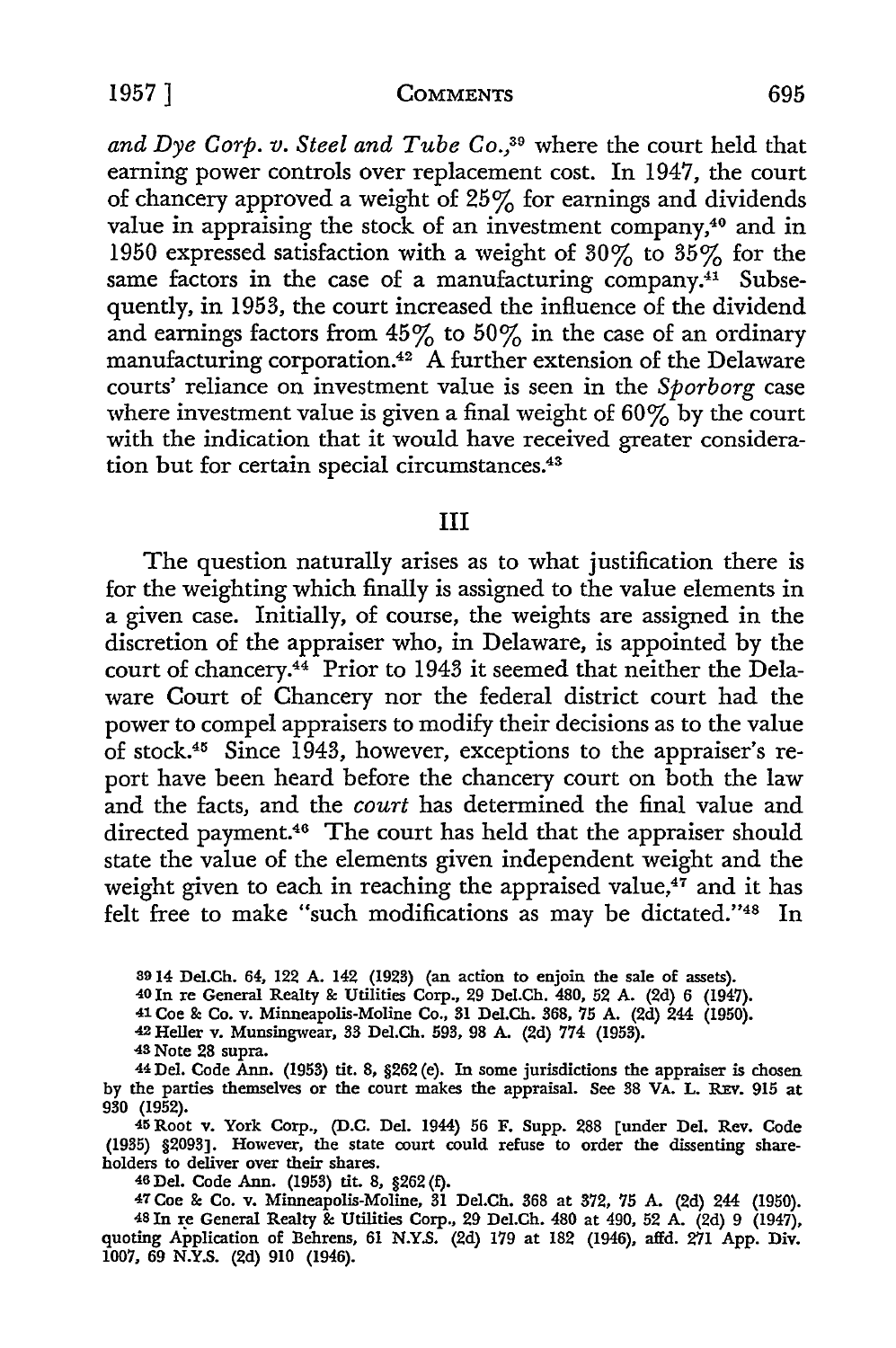*and Dye Corp. v. Steel and Tube Co.*,[39] where the court held that earning power controls over replacement cost. In 1947, the court of chancery approved a weight of 25% for earnings and dividends value in appraising the stock of an investment company,[40] and in 1950 expressed satisfaction with a weight of 30% to 35% for the same factors in the case of a manufacturing company.[41] Subsequently, in 1953, the court increased the influence of the dividend and earnings factors from 45% to 50% in the case of an ordinary manufacturing corporation.[42] A further extension of the Delaware courts' reliance on investment value is seen in the *Sporborg* case where investment value is given a final weight of 60% by the court with the indication that it would have received greater consideration but for certain special circumstances.[43]

## III

The question naturally arises as to what justification there is for the weighting which finally is assigned to the value elements in a given case. Initially, of course, the weights are assigned in the discretion of the appraiser who, in Delaware, is appointed by the court of chancery.[44] Prior to 1943 it seemed that neither the Delaware Court of Chancery nor the federal district court had the power to compel appraisers to modify their decisions as to the value of stock.[45] Since 1943, however, exceptions to the appraiser's report have been heard before the chancery court on both the law and the facts, and the *court* has determined the final value and directed payment.[46] The court has held that the appraiser should state the value of the elements given independent weight and the weight given to each in reaching the appraised value,[47] and it has felt free to make "such modifications as may be dictated."[48] In

---

39 14 Del.Ch. 64, 122 A. 142 (1923) (an action to enjoin the sale of assets).

40 In re General Realty & Utilities Corp., 29 Del.Ch. 480, 52 A. (2d) 6 (1947).

41 Coe & Co. v. Minneapolis-Moline Co., 31 Del.Ch. 368, 75 A. (2d) 244 (1950).

42 Heller v. Munsingwear, 33 Del.Ch. 593, 98 A. (2d) 774 (1953).

43 Note 28 supra.

44 Del. Code Ann. (1953) tit. 8, §262 (e). In some jurisdictions the appraiser is chosen by the parties themselves or the court makes the appraisal. See 38 VA. L. REV. 915 at 930 (1952).

45 Root v. York Corp., (D.C. Del. 1944) 56 F. Supp. 288 [under Del. Rev. Code (1935) §2093]. However, the state court could refuse to order the dissenting shareholders to deliver over their shares.

46 Del. Code Ann. (1953) tit. 8, §262 (f).

47 Coe & Co. v. Minneapolis-Moline, 31 Del.Ch. 368 at 372, 75 A. (2d) 244 (1950).

48 In re General Realty & Utilities Corp., 29 Del.Ch. 480 at 490, 52 A. (2d) 9 (1947), quoting Application of Behrens, 61 N.Y.S. (2d) 179 at 182 (1946), affd. 271 App. Div. 1007, 69 N.Y.S. (2d) 910 (1946).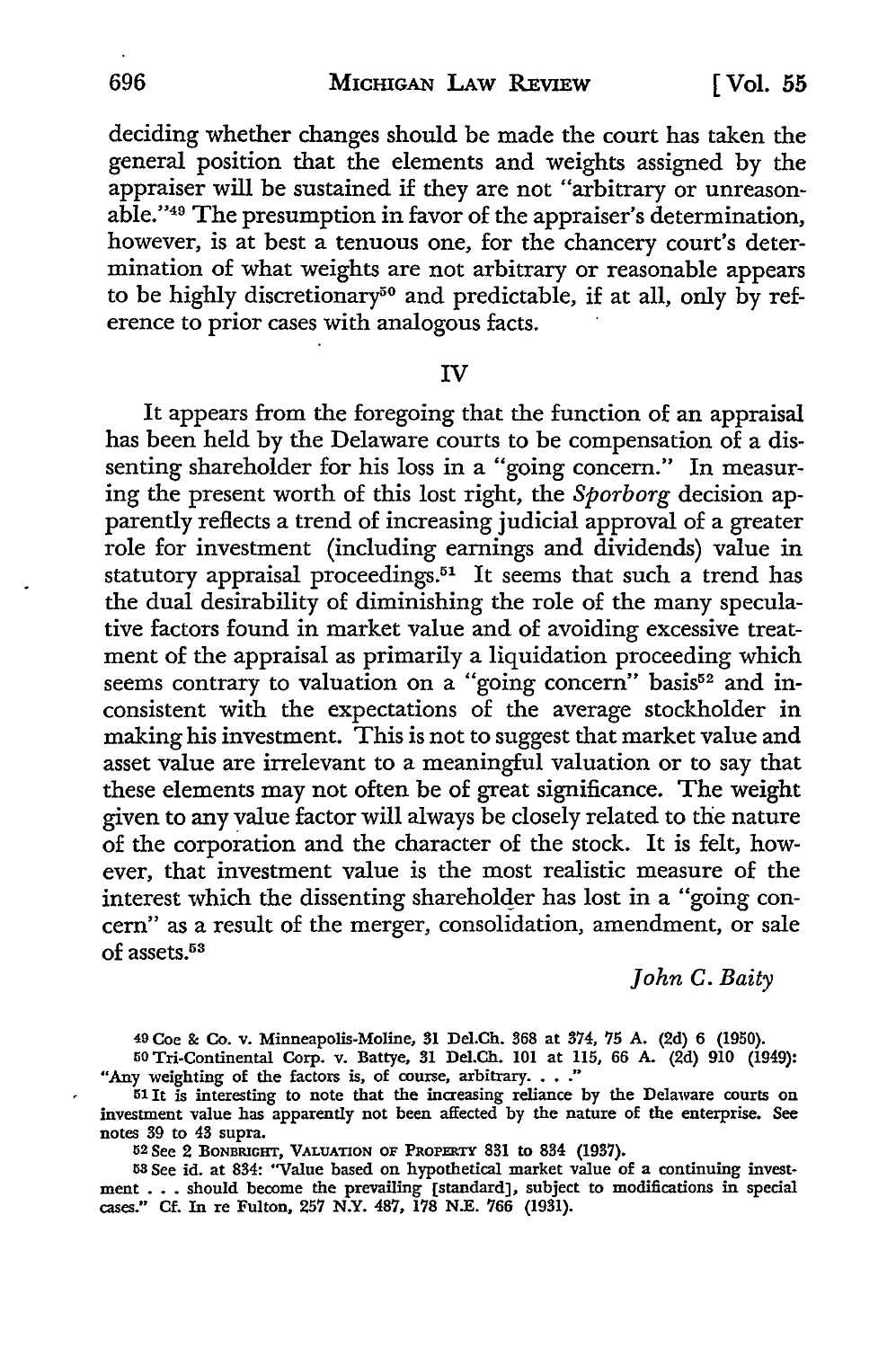deciding whether changes should be made the court has taken the general position that the elements and weights assigned by the appraiser will be sustained if they are not "arbitrary or unreasonable."[49] The presumption in favor of the appraiser's determination, however, is at best a tenuous one, for the chancery court's determination of what weights are not arbitrary or reasonable appears to be highly discretionary[50] and predictable, if at all, only by reference to prior cases with analogous facts.

## IV

It appears from the foregoing that the function of an appraisal has been held by the Delaware courts to be compensation of a dissenting shareholder for his loss in a "going concern." In measuring the present worth of this lost right, the *Sporborg* decision apparently reflects a trend of increasing judicial approval of a greater role for investment (including earnings and dividends) value in statutory appraisal proceedings.[51] It seems that such a trend has the dual desirability of diminishing the role of the many speculative factors found in market value and of avoiding excessive treatment of the appraisal as primarily a liquidation proceeding which seems contrary to valuation on a "going concern" basis[52] and inconsistent with the expectations of the average stockholder in making his investment. This is not to suggest that market value and asset value are irrelevant to a meaningful valuation or to say that these elements may not often be of great significance. The weight given to any value factor will always be closely related to the nature of the corporation and the character of the stock. It is felt, however, that investment value is the most realistic measure of the interest which the dissenting shareholder has lost in a "going concern" as a result of the merger, consolidation, amendment, or sale of assets.[53]

*John C. Baity*

---

[49] Coe & Co. v. Minneapolis-Moline, 31 Del.Ch. 368 at 374, 75 A. (2d) 6 (1950).

[50] Tri-Continental Corp. v. Battye, 31 Del.Ch. 101 at 115, 66 A. (2d) 910 (1949): "Any weighting of the factors is, of course, arbitrary. . . ."

[51] It is interesting to note that the increasing reliance by the Delaware courts on investment value has apparently not been affected by the nature of the enterprise. See notes 39 to 43 supra.

[52] See 2 BONBRIGHT, VALUATION OF PROPERTY 831 to 834 (1937).

[53] See id. at 834: "Value based on hypothetical market value of a continuing investment . . . should become the prevailing [standard], subject to modifications in special cases." Cf. In re Fulton, 257 N.Y. 487, 178 N.E. 766 (1931).